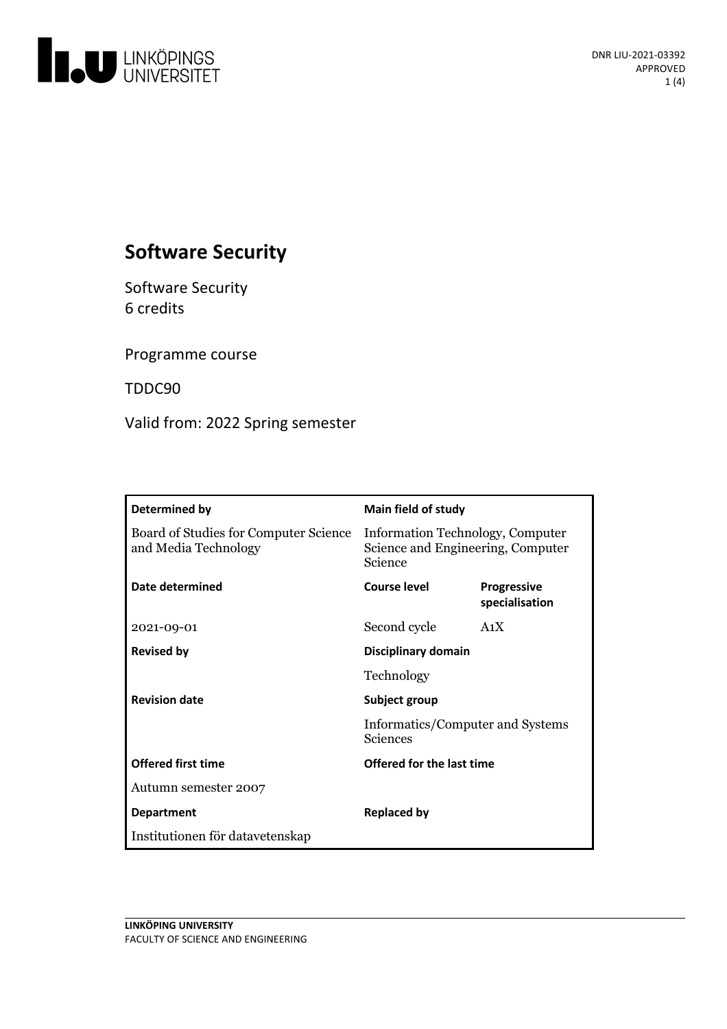# Software Security

Software Security
6 credits

Programme course

TDDC90

Valid from: 2022 Spring semester

| Determined by | Main field of study | |
|---|---|---|
| Board of Studies for Computer Science and Media Technology | Information Technology, Computer Science and Engineering, Computer Science | |
| **Date determined** | **Course level** | **Progressive specialisation** |
| 2021-09-01 | Second cycle | A1X |
| **Revised by** | **Disciplinary domain** | |
| | Technology | |
| **Revision date** | **Subject group** | |
| | Informatics/Computer and Systems Sciences | |
| **Offered first time** | **Offered for the last time** | |
| Autumn semester 2007 | | |
| **Department** | **Replaced by** | |
| Institutionen för datavetenskap | | |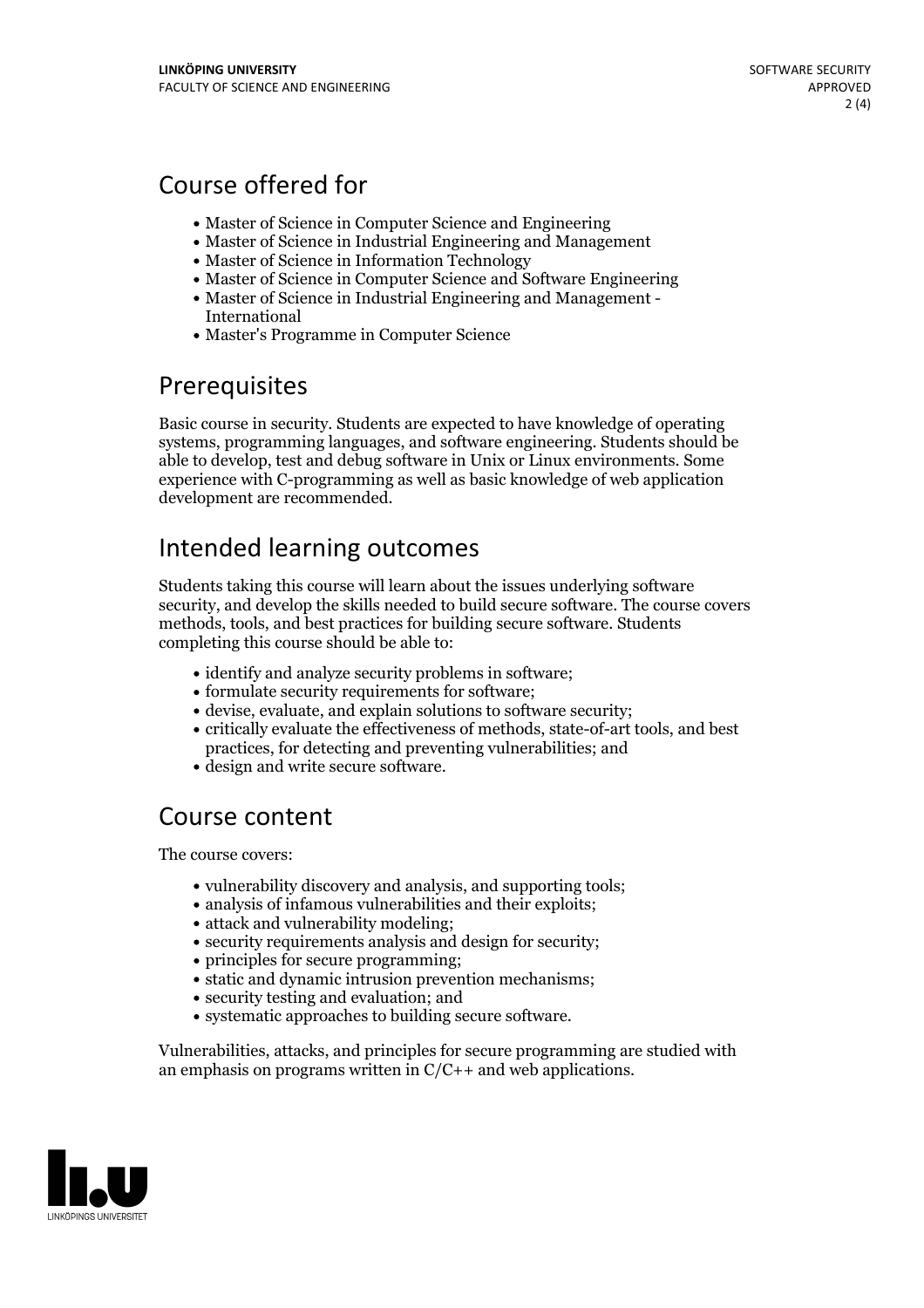## Course offered for

- Master of Science in Computer Science and Engineering
- Master of Science in Industrial Engineering and Management
- Master of Science in Information Technology
- Master of Science in Computer Science and Software Engineering
- Master of Science in Industrial Engineering and Management - International
- Master's Programme in Computer Science

## Prerequisites

Basic course in security. Students are expected to have knowledge of operating systems, programming languages, and software engineering. Students should be able to develop, test and debug software in Unix or Linux environments. Some experience with C-programming as well as basic knowledge of web application development are recommended.

## Intended learning outcomes

Students taking this course will learn about the issues underlying software security, and develop the skills needed to build secure software. The course covers methods, tools, and best practices for building secure software. Students completing this course should be able to:

- identify and analyze security problems in software;
- formulate security requirements for software;
- devise, evaluate, and explain solutions to software security;
- critically evaluate the effectiveness of methods, state-of-art tools, and best practices, for detecting and preventing vulnerabilities; and
- design and write secure software.

## Course content

The course covers:

- vulnerability discovery and analysis, and supporting tools;
- analysis of infamous vulnerabilities and their exploits;
- attack and vulnerability modeling;
- security requirements analysis and design for security;
- principles for secure programming;
- static and dynamic intrusion prevention mechanisms;
- security testing and evaluation; and
- systematic approaches to building secure software.

Vulnerabilities, attacks, and principles for secure programming are studied with an emphasis on programs written in C/C++ and web applications.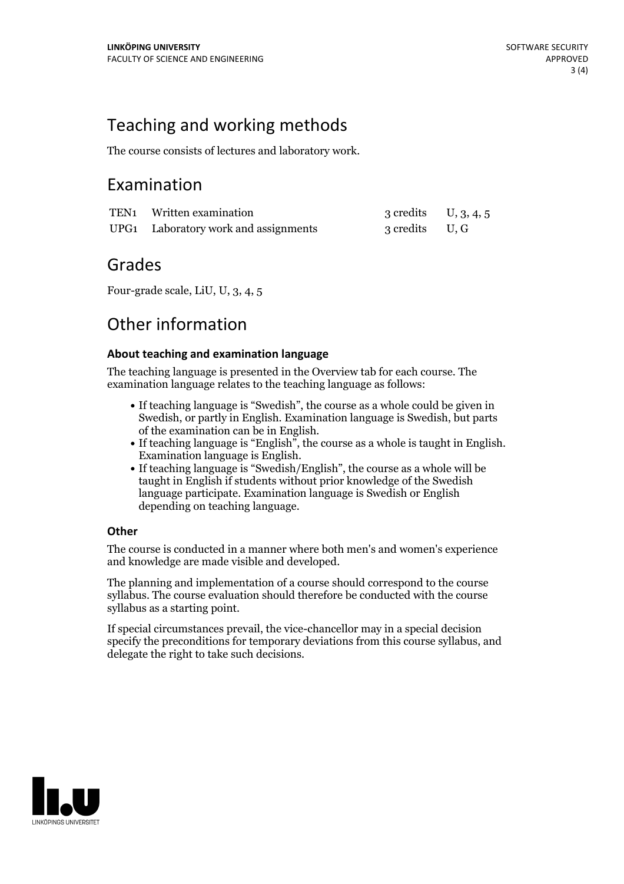## Teaching and working methods

The course consists of lectures and laboratory work.

## Examination

| | | | |
|---|---|---|---|
| TEN1 | Written examination | 3 credits | U, 3, 4, 5 |
| UPG1 | Laboratory work and assignments | 3 credits | U, G |

## Grades

Four-grade scale, LiU, U, 3, 4, 5

## Other information

### About teaching and examination language

The teaching language is presented in the Overview tab for each course. The examination language relates to the teaching language as follows:

- If teaching language is "Swedish", the course as a whole could be given in Swedish, or partly in English. Examination language is Swedish, but parts of the examination can be in English.
- If teaching language is "English", the course as a whole is taught in English. Examination language is English.
- If teaching language is "Swedish/English", the course as a whole will be taught in English if students without prior knowledge of the Swedish language participate. Examination language is Swedish or English depending on teaching language.

### Other

The course is conducted in a manner where both men's and women's experience and knowledge are made visible and developed.

The planning and implementation of a course should correspond to the course syllabus. The course evaluation should therefore be conducted with the course syllabus as a starting point.

If special circumstances prevail, the vice-chancellor may in a special decision specify the preconditions for temporary deviations from this course syllabus, and delegate the right to take such decisions.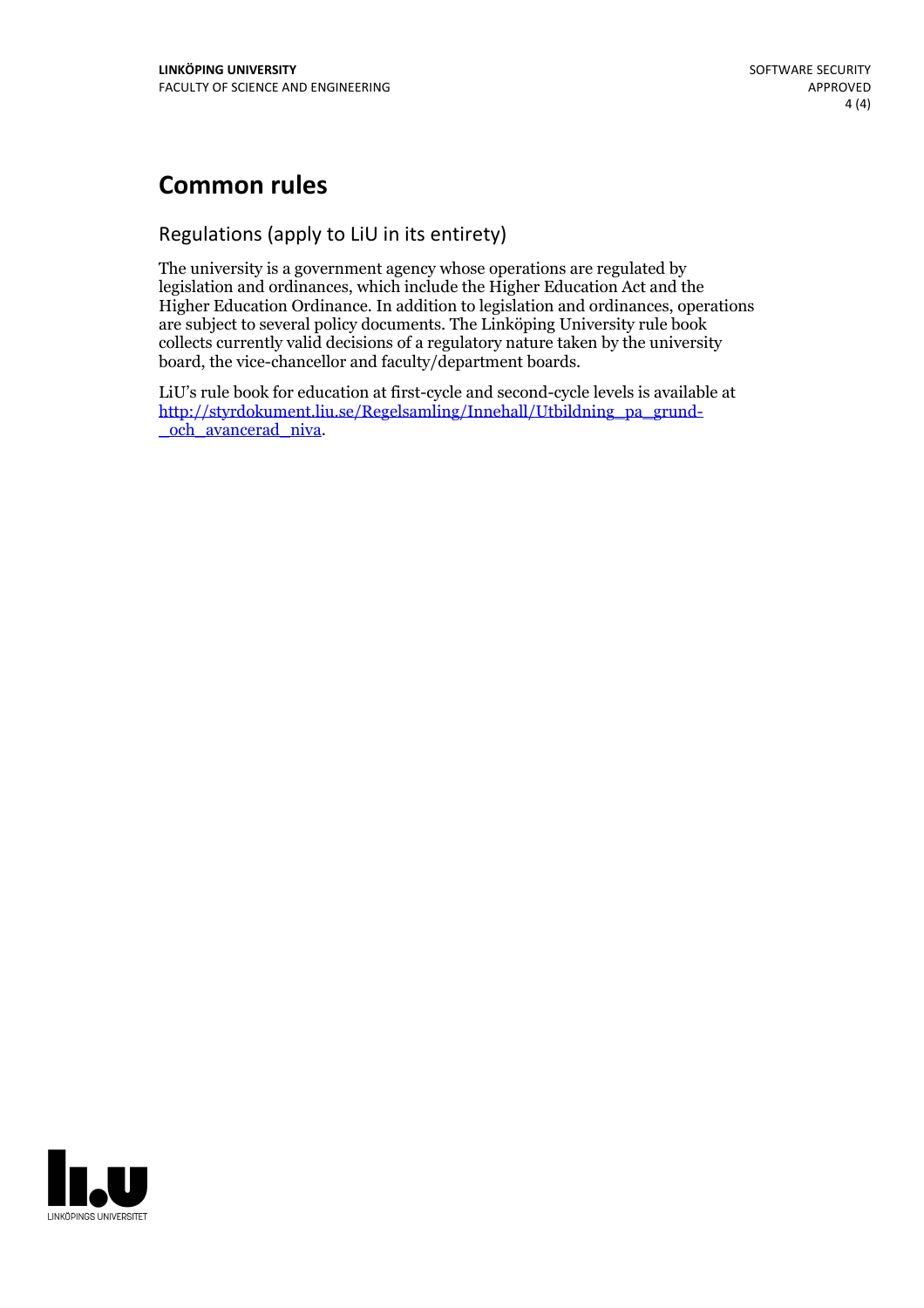# Common rules

## Regulations (apply to LiU in its entirety)

The university is a government agency whose operations are regulated by legislation and ordinances, which include the Higher Education Act and the Higher Education Ordinance. In addition to legislation and ordinances, operations are subject to several policy documents. The Linköping University rule book collects currently valid decisions of a regulatory nature taken by the university board, the vice-chancellor and faculty/department boards.

LiU's rule book for education at first-cycle and second-cycle levels is available at http://styrdokument.liu.se/Regelsamling/Innehall/Utbildning_pa_grund-_och_avancerad_niva.